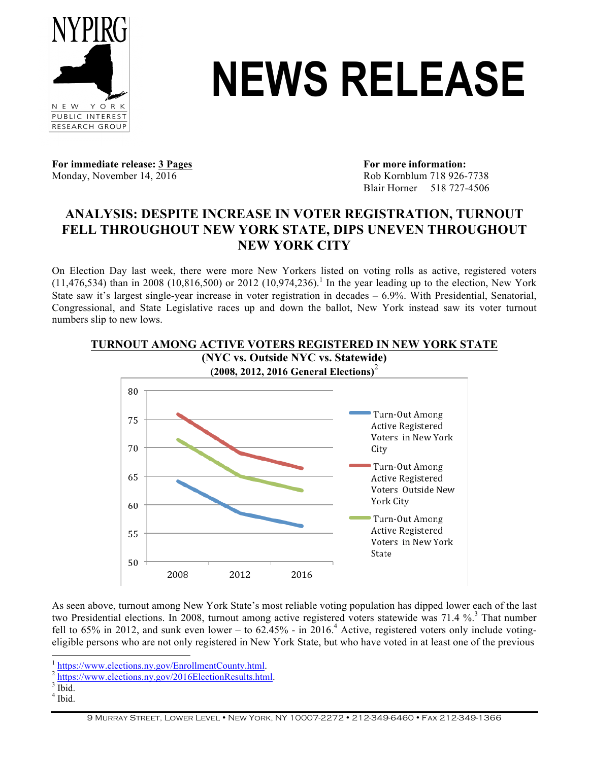# NEWS RELEASE

**For immediate release: 3 Pages**
Monday, November 14, 2016

**For more information:**
Rob Kornblum 718 926-7738
Blair Horner 518 727-4506

## ANALYSIS: DESPITE INCREASE IN VOTER REGISTRATION, TURNOUT FELL THROUGHOUT NEW YORK STATE, DIPS UNEVEN THROUGHOUT NEW YORK CITY

On Election Day last week, there were more New Yorkers listed on voting rolls as active, registered voters (11,476,534) than in 2008 (10,816,500) or 2012 (10,974,236).[1] In the year leading up to the election, New York State saw it's largest single-year increase in voter registration in decades – 6.9%. With Presidential, Senatorial, Congressional, and State Legislative races up and down the ballot, New York instead saw its voter turnout numbers slip to new lows.

**TURNOUT AMONG ACTIVE VOTERS REGISTERED IN NEW YORK STATE**
**(NYC vs. Outside NYC vs. Statewide)**
**(2008, 2012, 2016 General Elections)**[2]

As seen above, turnout among New York State's most reliable voting population has dipped lower each of the last two Presidential elections. In 2008, turnout among active registered voters statewide was 71.4 %.[3] That number fell to 65% in 2012, and sunk even lower – to 62.45% - in 2016.[4] Active, registered voters only include voting-eligible persons who are not only registered in New York State, but who have voted in at least one of the previous

[1] https://www.elections.ny.gov/EnrollmentCounty.html.
[2] https://www.elections.ny.gov/2016ElectionResults.html.
[3] Ibid.
[4] Ibid.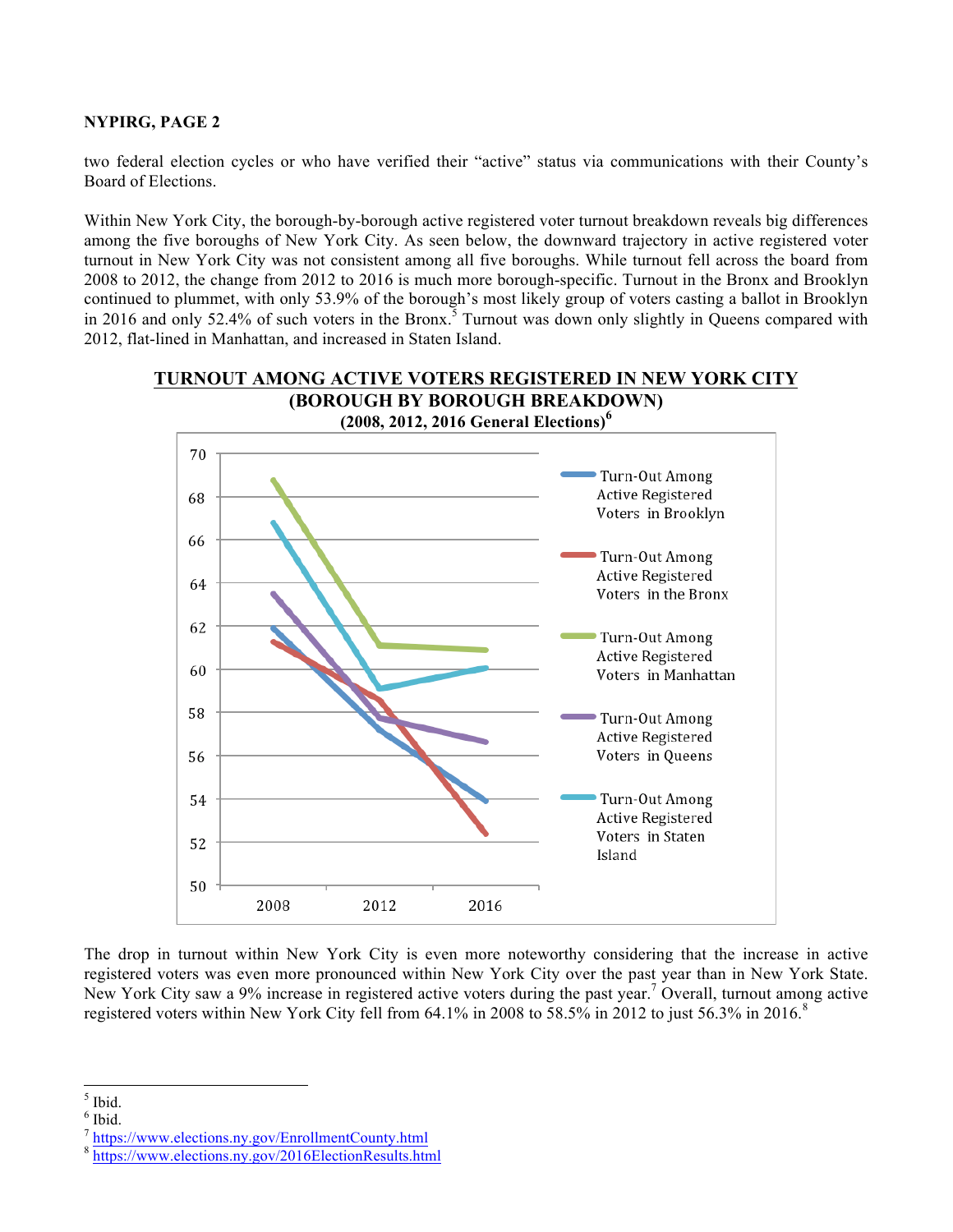two federal election cycles or who have verified their "active" status via communications with their County's Board of Elections.

Within New York City, the borough-by-borough active registered voter turnout breakdown reveals big differences among the five boroughs of New York City. As seen below, the downward trajectory in active registered voter turnout in New York City was not consistent among all five boroughs. While turnout fell across the board from 2008 to 2012, the change from 2012 to 2016 is much more borough-specific. Turnout in the Bronx and Brooklyn continued to plummet, with only 53.9% of the borough's most likely group of voters casting a ballot in Brooklyn in 2016 and only 52.4% of such voters in the Bronx.[5] Turnout was down only slightly in Queens compared with 2012, flat-lined in Manhattan, and increased in Staten Island.

**TURNOUT AMONG ACTIVE VOTERS REGISTERED IN NEW YORK CITY**
**(BOROUGH BY BOROUGH BREAKDOWN)**
**(2008, 2012, 2016 General Elections)**[6]

The drop in turnout within New York City is even more noteworthy considering that the increase in active registered voters was even more pronounced within New York City over the past year than in New York State. New York City saw a 9% increase in registered active voters during the past year.[7] Overall, turnout among active registered voters within New York City fell from 64.1% in 2008 to 58.5% in 2012 to just 56.3% in 2016.[8]

---

[5] Ibid.
[6] Ibid.
[7] https://www.elections.ny.gov/EnrollmentCounty.html
[8] https://www.elections.ny.gov/2016ElectionResults.html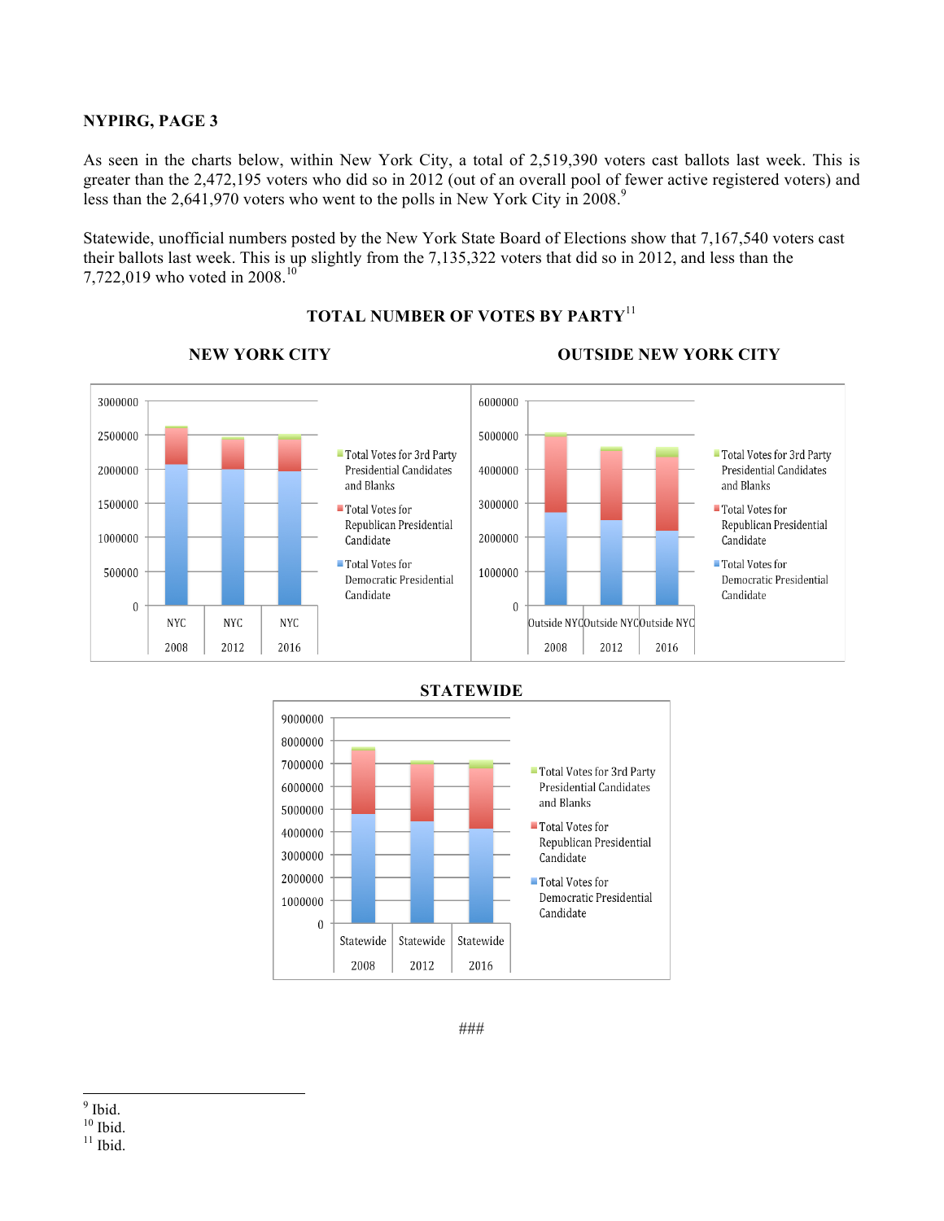**NYPIRG, PAGE 3**

As seen in the charts below, within New York City, a total of 2,519,390 voters cast ballots last week. This is greater than the 2,472,195 voters who did so in 2012 (out of an overall pool of fewer active registered voters) and less than the 2,641,970 voters who went to the polls in New York City in 2008.[9]

Statewide, unofficial numbers posted by the New York State Board of Elections show that 7,167,540 voters cast their ballots last week. This is up slightly from the 7,135,322 voters that did so in 2012, and less than the 7,722,019 who voted in 2008.[10]

**TOTAL NUMBER OF VOTES BY PARTY**[11]

**NEW YORK CITY**

3000000
2500000
2000000
1500000
1000000
500000
0

NYC 2008
NYC 2012
NYC 2016

Total Votes for 3rd Party Presidential Candidates and Blanks
Total Votes for Republican Presidential Candidate
Total Votes for Democratic Presidential Candidate

**OUTSIDE NEW YORK CITY**

6000000
5000000
4000000
3000000
2000000
1000000
0

Outside NYC 2008
Outside NYC 2012
Outside NYC 2016

Total Votes for 3rd Party Presidential Candidates and Blanks
Total Votes for Republican Presidential Candidate
Total Votes for Democratic Presidential Candidate

**STATEWIDE**

9000000
8000000
7000000
6000000
5000000
4000000
3000000
2000000
1000000
0

Statewide 2008
Statewide 2012
Statewide 2016

Total Votes for 3rd Party Presidential Candidates and Blanks
Total Votes for Republican Presidential Candidate
Total Votes for Democratic Presidential Candidate

###

---

[9] Ibid.
[10] Ibid.
[11] Ibid.